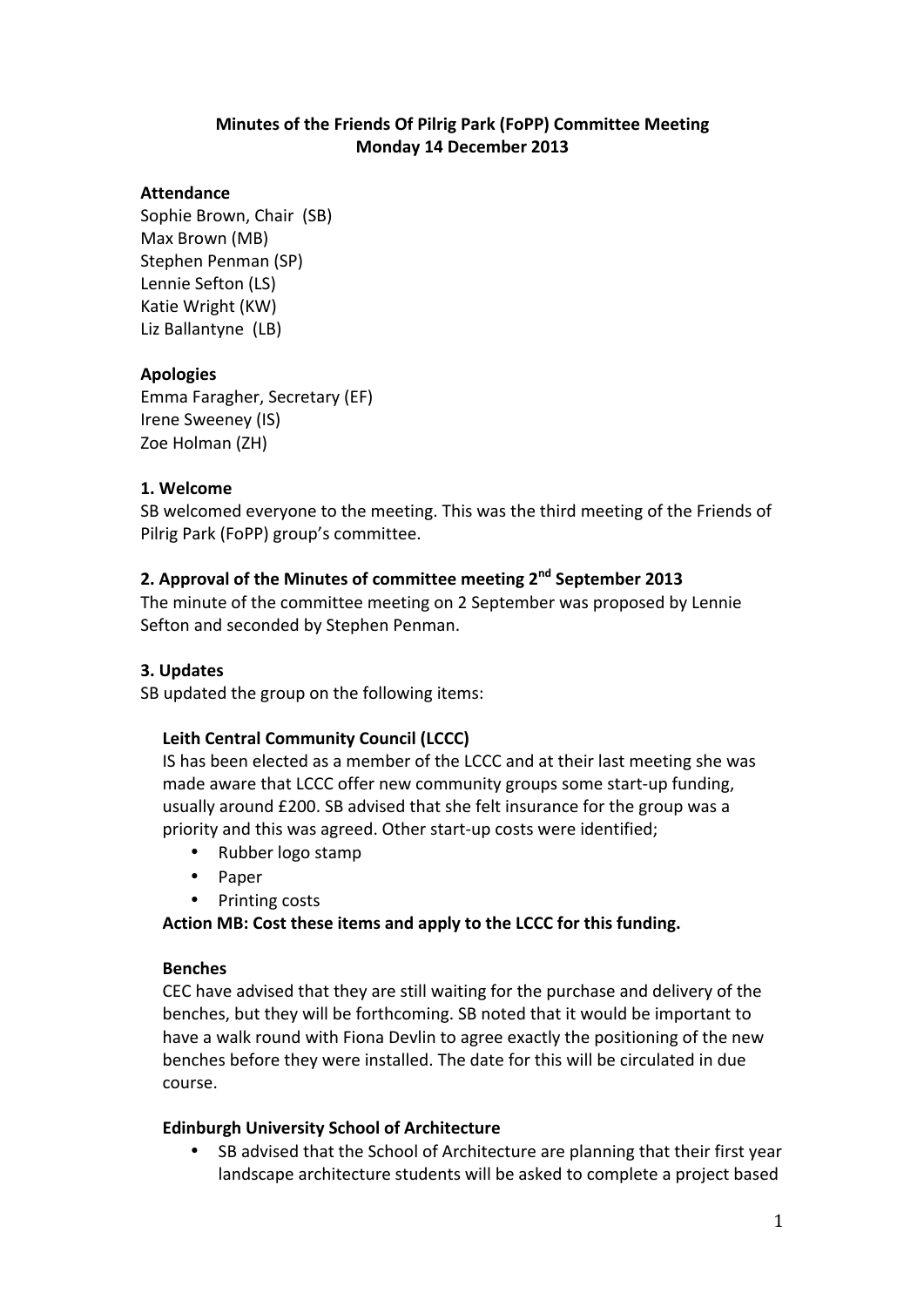**Minutes of the Friends Of Pilrig Park (FoPP) Committee Meeting**
**Monday 14 December 2013**

**Attendance**

Sophie Brown, Chair (SB)
Max Brown (MB)
Stephen Penman (SP)
Lennie Sefton (LS)
Katie Wright (KW)
Liz Ballantyne (LB)

**Apologies**

Emma Faragher, Secretary (EF)
Irene Sweeney (IS)
Zoe Holman (ZH)

**1. Welcome**

SB welcomed everyone to the meeting. This was the third meeting of the Friends of Pilrig Park (FoPP) group's committee.

**2. Approval of the Minutes of committee meeting 2nd September 2013**

The minute of the committee meeting on 2 September was proposed by Lennie Sefton and seconded by Stephen Penman.

**3. Updates**

SB updated the group on the following items:

**Leith Central Community Council (LCCC)**

IS has been elected as a member of the LCCC and at their last meeting she was made aware that LCCC offer new community groups some start-up funding, usually around £200. SB advised that she felt insurance for the group was a priority and this was agreed. Other start-up costs were identified;

- Rubber logo stamp
- Paper
- Printing costs

**Action MB: Cost these items and apply to the LCCC for this funding.**

**Benches**

CEC have advised that they are still waiting for the purchase and delivery of the benches, but they will be forthcoming. SB noted that it would be important to have a walk round with Fiona Devlin to agree exactly the positioning of the new benches before they were installed. The date for this will be circulated in due course.

**Edinburgh University School of Architecture**

- SB advised that the School of Architecture are planning that their first year landscape architecture students will be asked to complete a project based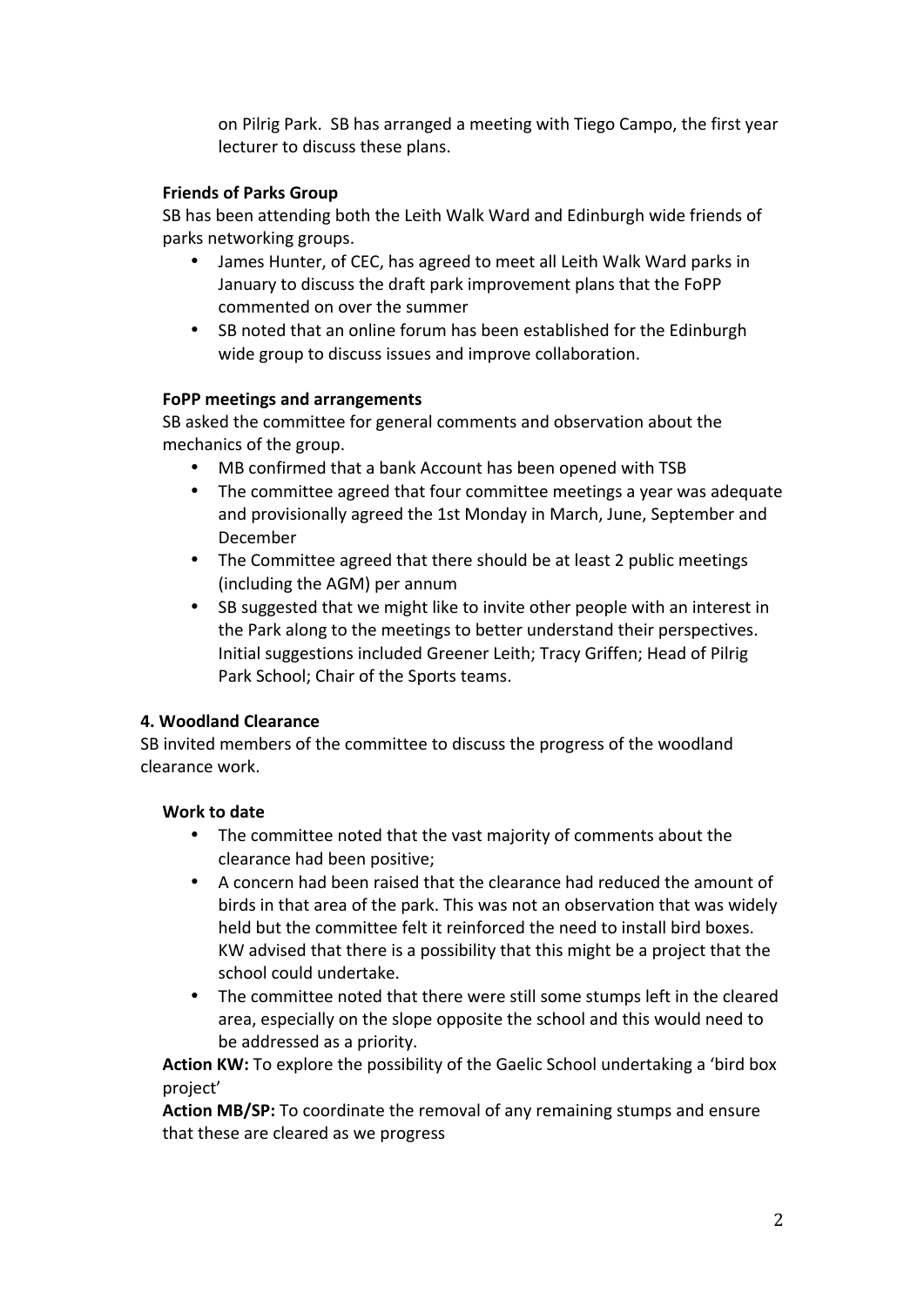on Pilrig Park. SB has arranged a meeting with Tiego Campo, the first year lecturer to discuss these plans.

**Friends of Parks Group**

SB has been attending both the Leith Walk Ward and Edinburgh wide friends of parks networking groups.

- James Hunter, of CEC, has agreed to meet all Leith Walk Ward parks in January to discuss the draft park improvement plans that the FoPP commented on over the summer
- SB noted that an online forum has been established for the Edinburgh wide group to discuss issues and improve collaboration.

**FoPP meetings and arrangements**

SB asked the committee for general comments and observation about the mechanics of the group.

- MB confirmed that a bank Account has been opened with TSB
- The committee agreed that four committee meetings a year was adequate and provisionally agreed the 1st Monday in March, June, September and December
- The Committee agreed that there should be at least 2 public meetings (including the AGM) per annum
- SB suggested that we might like to invite other people with an interest in the Park along to the meetings to better understand their perspectives. Initial suggestions included Greener Leith; Tracy Griffen; Head of Pilrig Park School; Chair of the Sports teams.

**4. Woodland Clearance**

SB invited members of the committee to discuss the progress of the woodland clearance work.

**Work to date**

- The committee noted that the vast majority of comments about the clearance had been positive;
- A concern had been raised that the clearance had reduced the amount of birds in that area of the park. This was not an observation that was widely held but the committee felt it reinforced the need to install bird boxes. KW advised that there is a possibility that this might be a project that the school could undertake.
- The committee noted that there were still some stumps left in the cleared area, especially on the slope opposite the school and this would need to be addressed as a priority.

**Action KW:** To explore the possibility of the Gaelic School undertaking a 'bird box project'

**Action MB/SP:** To coordinate the removal of any remaining stumps and ensure that these are cleared as we progress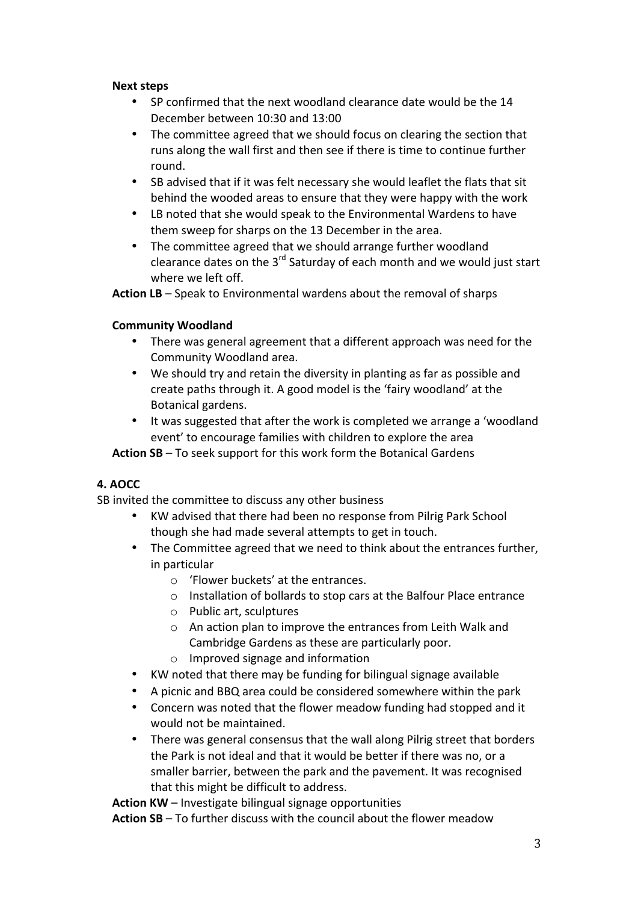**Next steps**

- SP confirmed that the next woodland clearance date would be the 14 December between 10:30 and 13:00
- The committee agreed that we should focus on clearing the section that runs along the wall first and then see if there is time to continue further round.
- SB advised that if it was felt necessary she would leaflet the flats that sit behind the wooded areas to ensure that they were happy with the work
- LB noted that she would speak to the Environmental Wardens to have them sweep for sharps on the 13 December in the area.
- The committee agreed that we should arrange further woodland clearance dates on the 3rd Saturday of each month and we would just start where we left off.

**Action LB** – Speak to Environmental wardens about the removal of sharps

**Community Woodland**

- There was general agreement that a different approach was need for the Community Woodland area.
- We should try and retain the diversity in planting as far as possible and create paths through it. A good model is the 'fairy woodland' at the Botanical gardens.
- It was suggested that after the work is completed we arrange a 'woodland event' to encourage families with children to explore the area

**Action SB** – To seek support for this work form the Botanical Gardens

**4. AOCC**

SB invited the committee to discuss any other business

- KW advised that there had been no response from Pilrig Park School though she had made several attempts to get in touch.
- The Committee agreed that we need to think about the entrances further, in particular
  - 'Flower buckets' at the entrances.
  - Installation of bollards to stop cars at the Balfour Place entrance
  - Public art, sculptures
  - An action plan to improve the entrances from Leith Walk and Cambridge Gardens as these are particularly poor.
  - Improved signage and information
- KW noted that there may be funding for bilingual signage available
- A picnic and BBQ area could be considered somewhere within the park
- Concern was noted that the flower meadow funding had stopped and it would not be maintained.
- There was general consensus that the wall along Pilrig street that borders the Park is not ideal and that it would be better if there was no, or a smaller barrier, between the park and the pavement. It was recognised that this might be difficult to address.

**Action KW** – Investigate bilingual signage opportunities

**Action SB** – To further discuss with the council about the flower meadow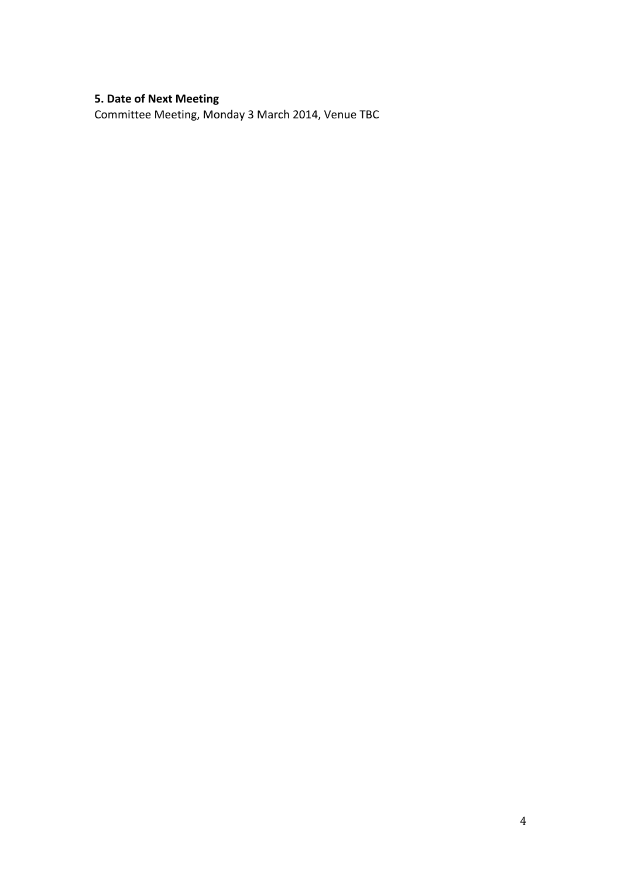**5. Date of Next Meeting**

Committee Meeting, Monday 3 March 2014, Venue TBC